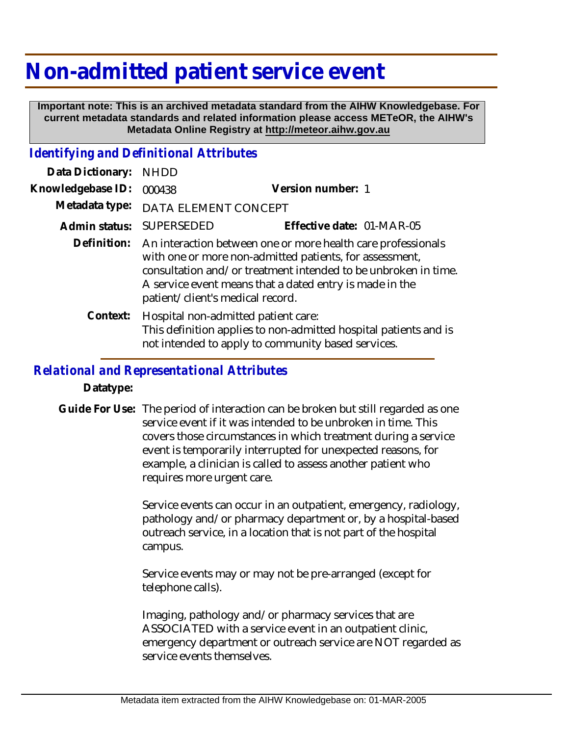# Non-admitted patient service event

**Important note: This is an archived metadata standard from the AIHW Knowledgebase. For current metadata standards and related information please access METeOR, the AIHW's Metadata Online Registry at http://meteor.aihw.gov.au**

## *Identifying and Definitional Attributes*

**Data Dictionary:** NHDD

**Knowledgebase ID:** 000438 **Version number:** 1

**Metadata type:** DATA ELEMENT CONCEPT

**Admin status:** SUPERSEDED **Effective date:** 01-MAR-05

**Definition:** An interaction between one or more health care professionals with one or more non-admitted patients, for assessment, consultation and/or treatment intended to be unbroken in time. A service event means that a dated entry is made in the patient/client's medical record.

**Context:** Hospital non-admitted patient care:
This definition applies to non-admitted hospital patients and is not intended to apply to community based services.

## *Relational and Representational Attributes*

**Datatype:**

**Guide For Use:** The period of interaction can be broken but still regarded as one service event if it was intended to be unbroken in time. This covers those circumstances in which treatment during a service event is temporarily interrupted for unexpected reasons, for example, a clinician is called to assess another patient who requires more urgent care.

Service events can occur in an outpatient, emergency, radiology, pathology and/or pharmacy department or, by a hospital-based outreach service, in a location that is not part of the hospital campus.

Service events may or may not be pre-arranged (except for telephone calls).

Imaging, pathology and/or pharmacy services that are ASSOCIATED with a service event in an outpatient clinic, emergency department or outreach service are NOT regarded as service events themselves.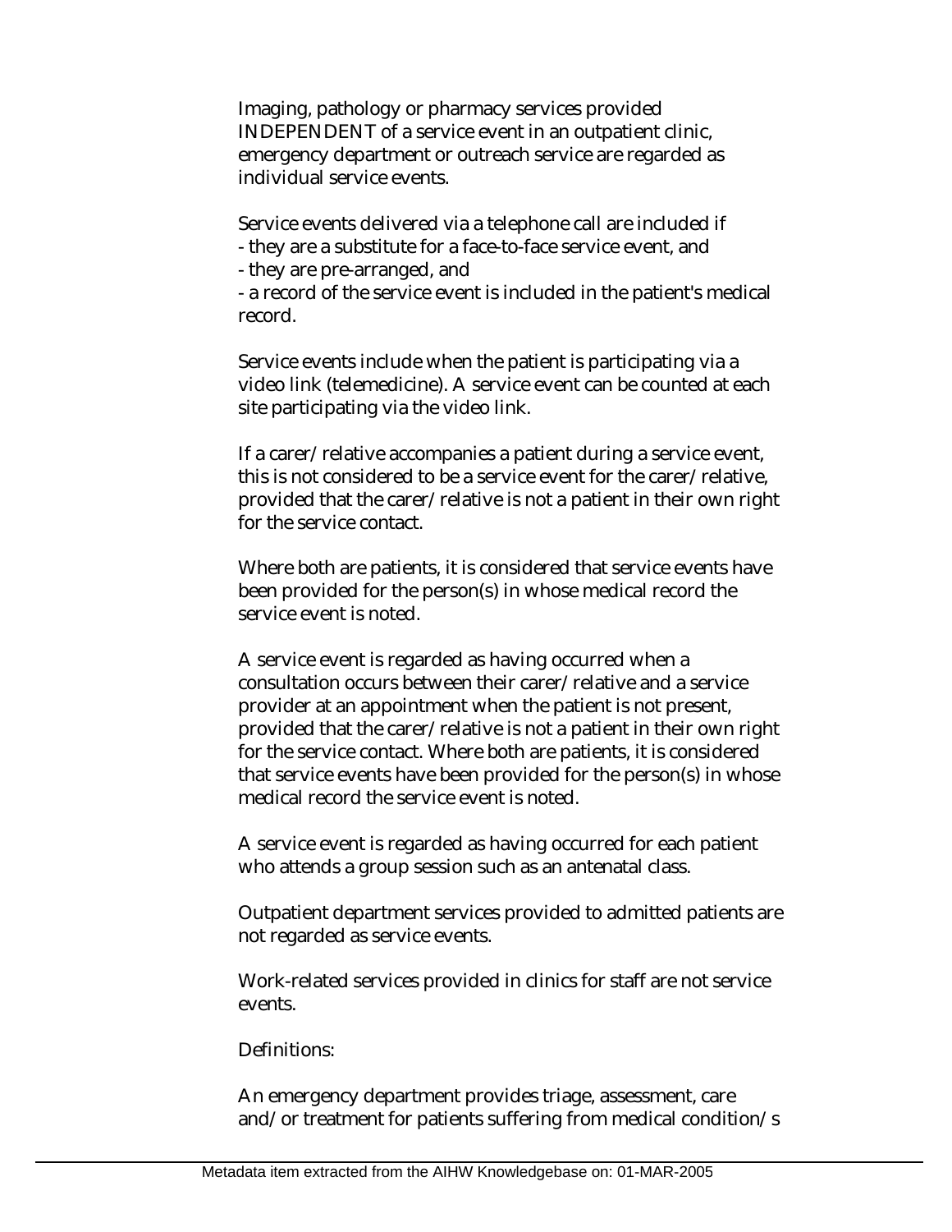Imaging, pathology or pharmacy services provided INDEPENDENT of a service event in an outpatient clinic, emergency department or outreach service are regarded as individual service events.

Service events delivered via a telephone call are included if
- they are a substitute for a face-to-face service event, and
- they are pre-arranged, and
- a record of the service event is included in the patient's medical record.

Service events include when the patient is participating via a video link (telemedicine). A service event can be counted at each site participating via the video link.

If a carer/relative accompanies a patient during a service event, this is not considered to be a service event for the carer/relative, provided that the carer/relative is not a patient in their own right for the service contact.

Where both are patients, it is considered that service events have been provided for the person(s) in whose medical record the service event is noted.

A service event is regarded as having occurred when a consultation occurs between their carer/relative and a service provider at an appointment when the patient is not present, provided that the carer/relative is not a patient in their own right for the service contact. Where both are patients, it is considered that service events have been provided for the person(s) in whose medical record the service event is noted.

A service event is regarded as having occurred for each patient who attends a group session such as an antenatal class.

Outpatient department services provided to admitted patients are not regarded as service events.

Work-related services provided in clinics for staff are not service events.

Definitions:

An emergency department provides triage, assessment, care and/or treatment for patients suffering from medical condition/s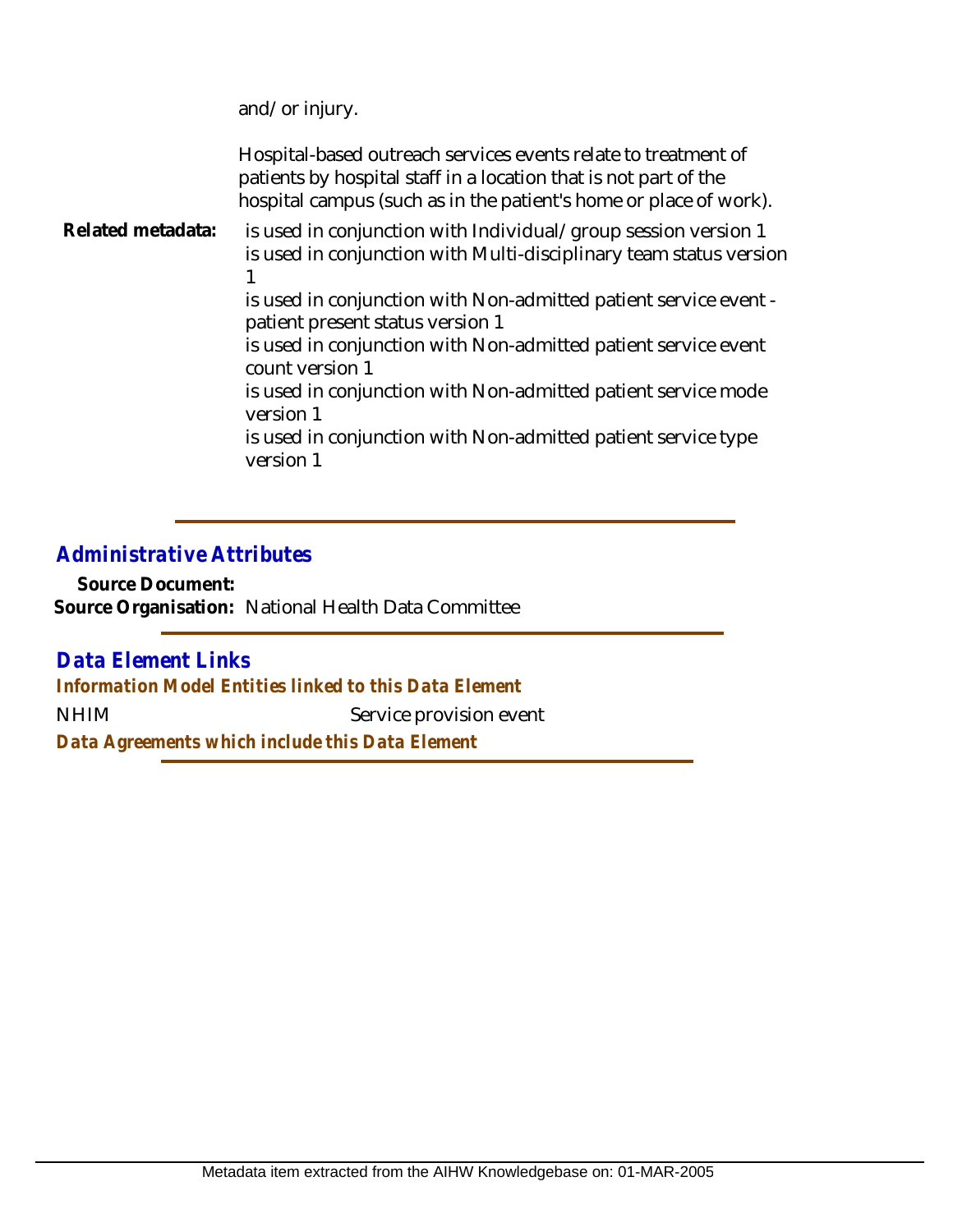and/or injury.

Hospital-based outreach services events relate to treatment of patients by hospital staff in a location that is not part of the hospital campus (such as in the patient's home or place of work).

**Related metadata:** is used in conjunction with Individual/group session version 1
is used in conjunction with Multi-disciplinary team status version 1
is used in conjunction with Non-admitted patient service event - patient present status version 1
is used in conjunction with Non-admitted patient service event count version 1
is used in conjunction with Non-admitted patient service mode version 1
is used in conjunction with Non-admitted patient service type version 1

## Administrative Attributes

**Source Document:**

**Source Organisation:** National Health Data Committee

## Data Element Links

### Information Model Entities linked to this Data Element

NHIM Service provision event

### Data Agreements which include this Data Element

Metadata item extracted from the AIHW Knowledgebase on: 01-MAR-2005